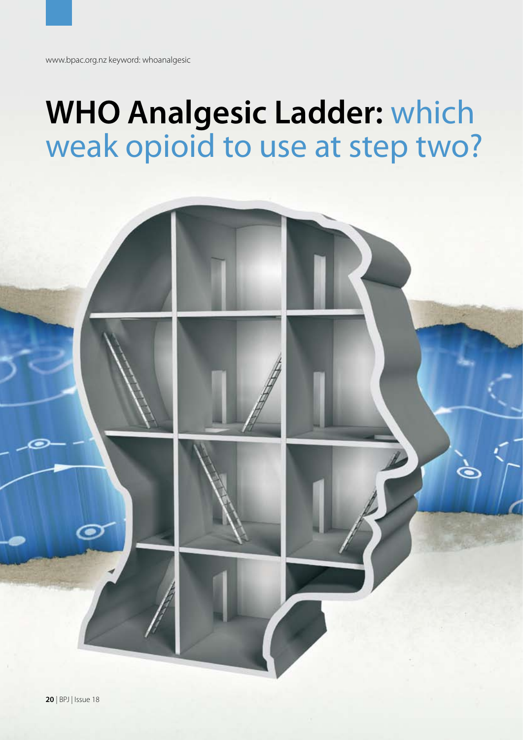www.bpac.org.nz keyword: whoanalgesic

# WHO Analgesic Ladder: which weak opioid to use at step two?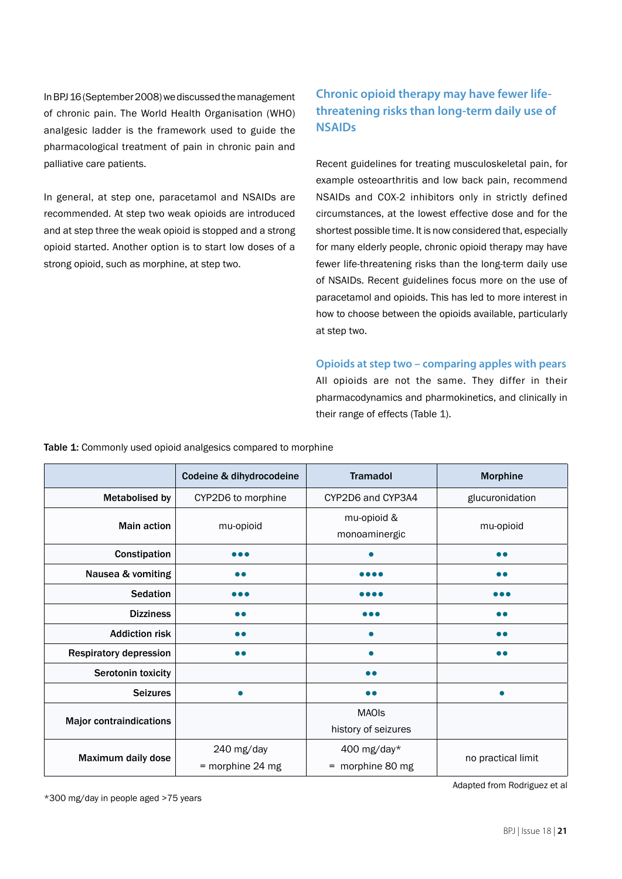In BPJ 16 (September 2008) we discussed the management of chronic pain. The World Health Organisation (WHO) analgesic ladder is the framework used to guide the pharmacological treatment of pain in chronic pain and palliative care patients.

In general, at step one, paracetamol and NSAIDs are recommended. At step two weak opioids are introduced and at step three the weak opioid is stopped and a strong opioid started. Another option is to start low doses of a strong opioid, such as morphine, at step two.

## Chronic opioid therapy may have fewer life-threatening risks than long-term daily use of NSAIDs

Recent guidelines for treating musculoskeletal pain, for example osteoarthritis and low back pain, recommend NSAIDs and COX-2 inhibitors only in strictly defined circumstances, at the lowest effective dose and for the shortest possible time. It is now considered that, especially for many elderly people, chronic opioid therapy may have fewer life-threatening risks than the long-term daily use of NSAIDs. Recent guidelines focus more on the use of paracetamol and opioids. This has led to more interest in how to choose between the opioids available, particularly at step two.

### Opioids at step two – comparing apples with pears

All opioids are not the same. They differ in their pharmacodynamics and pharmokinetics, and clinically in their range of effects (Table 1).

**Table 1:** Commonly used opioid analgesics compared to morphine

| | Codeine & dihydrocodeine | Tramadol | Morphine |
|---|---|---|---|
| **Metabolised by** | CYP2D6 to morphine | CYP2D6 and CYP3A4 | glucuronidation |
| **Main action** | mu-opioid | mu-opioid & monoaminergic | mu-opioid |
| **Constipation** | ●●● | ● | ●● |
| **Nausea & vomiting** | ●● | ●●●● | ●● |
| **Sedation** | ●●● | ●●●● | ●●● |
| **Dizziness** | ●● | ●●● | ●● |
| **Addiction risk** | ●● | ● | ●● |
| **Respiratory depression** | ●● | ● | ●● |
| **Serotonin toxicity** | | ●● | |
| **Seizures** | ● | ●● | ● |
| **Major contraindications** | | MAOIs history of seizures | |
| **Maximum daily dose** | 240 mg/day = morphine 24 mg | 400 mg/day* = morphine 80 mg | no practical limit |

Adapted from Rodriguez et al

*300 mg/day in people aged >75 years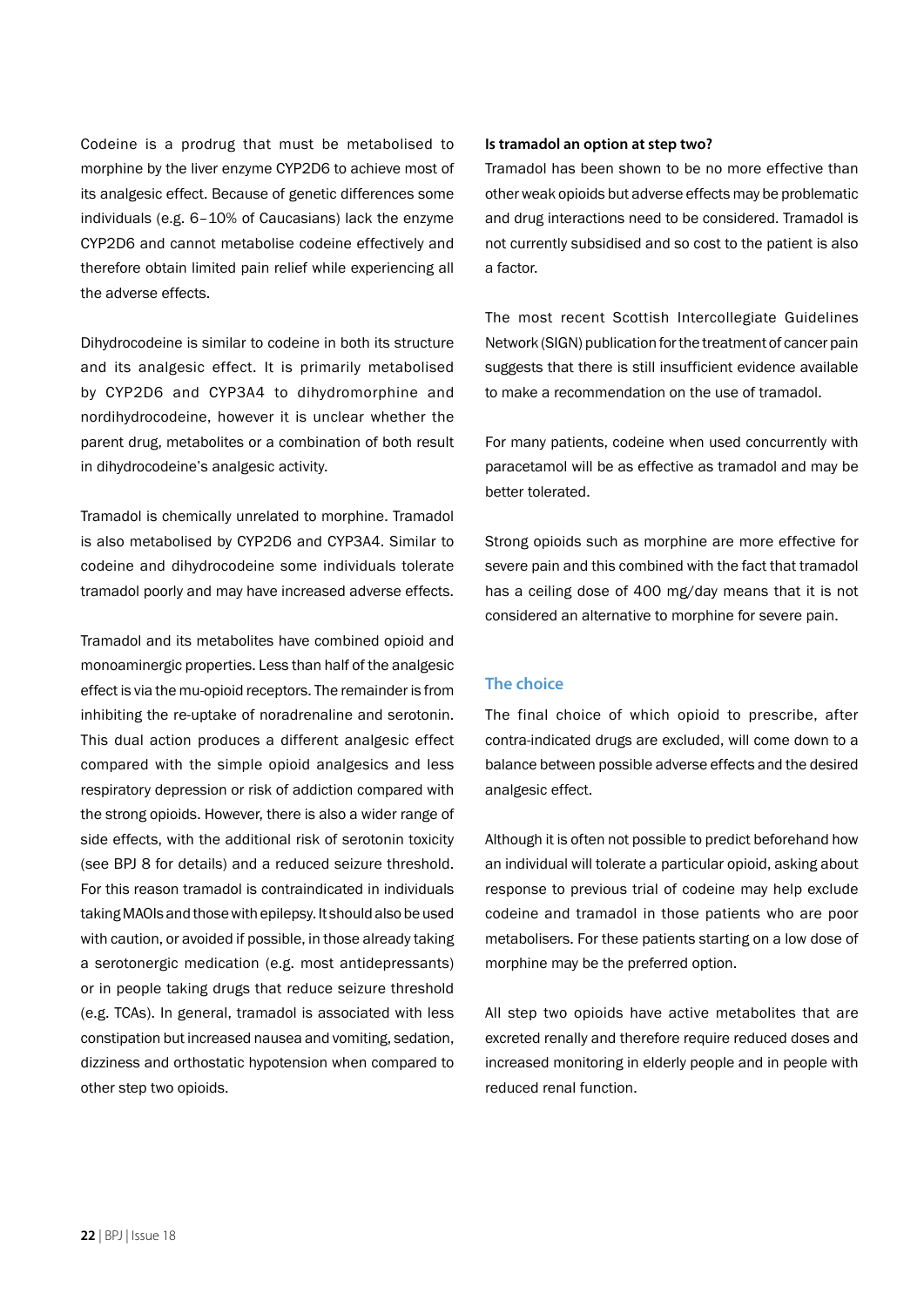Codeine is a prodrug that must be metabolised to morphine by the liver enzyme CYP2D6 to achieve most of its analgesic effect. Because of genetic differences some individuals (e.g. 6–10% of Caucasians) lack the enzyme CYP2D6 and cannot metabolise codeine effectively and therefore obtain limited pain relief while experiencing all the adverse effects.

Dihydrocodeine is similar to codeine in both its structure and its analgesic effect. It is primarily metabolised by CYP2D6 and CYP3A4 to dihydromorphine and nordihydrocodeine, however it is unclear whether the parent drug, metabolites or a combination of both result in dihydrocodeine's analgesic activity.

Tramadol is chemically unrelated to morphine. Tramadol is also metabolised by CYP2D6 and CYP3A4. Similar to codeine and dihydrocodeine some individuals tolerate tramadol poorly and may have increased adverse effects.

Tramadol and its metabolites have combined opioid and monoaminergic properties. Less than half of the analgesic effect is via the mu-opioid receptors. The remainder is from inhibiting the re-uptake of noradrenaline and serotonin. This dual action produces a different analgesic effect compared with the simple opioid analgesics and less respiratory depression or risk of addiction compared with the strong opioids. However, there is also a wider range of side effects, with the additional risk of serotonin toxicity (see BPJ 8 for details) and a reduced seizure threshold. For this reason tramadol is contraindicated in individuals taking MAOIs and those with epilepsy. It should also be used with caution, or avoided if possible, in those already taking a serotonergic medication (e.g. most antidepressants) or in people taking drugs that reduce seizure threshold (e.g. TCAs). In general, tramadol is associated with less constipation but increased nausea and vomiting, sedation, dizziness and orthostatic hypotension when compared to other step two opioids.

**Is tramadol an option at step two?**

Tramadol has been shown to be no more effective than other weak opioids but adverse effects may be problematic and drug interactions need to be considered. Tramadol is not currently subsidised and so cost to the patient is also a factor.

The most recent Scottish Intercollegiate Guidelines Network (SIGN) publication for the treatment of cancer pain suggests that there is still insufficient evidence available to make a recommendation on the use of tramadol.

For many patients, codeine when used concurrently with paracetamol will be as effective as tramadol and may be better tolerated.

Strong opioids such as morphine are more effective for severe pain and this combined with the fact that tramadol has a ceiling dose of 400 mg/day means that it is not considered an alternative to morphine for severe pain.

## The choice

The final choice of which opioid to prescribe, after contra-indicated drugs are excluded, will come down to a balance between possible adverse effects and the desired analgesic effect.

Although it is often not possible to predict beforehand how an individual will tolerate a particular opioid, asking about response to previous trial of codeine may help exclude codeine and tramadol in those patients who are poor metabolisers. For these patients starting on a low dose of morphine may be the preferred option.

All step two opioids have active metabolites that are excreted renally and therefore require reduced doses and increased monitoring in elderly people and in people with reduced renal function.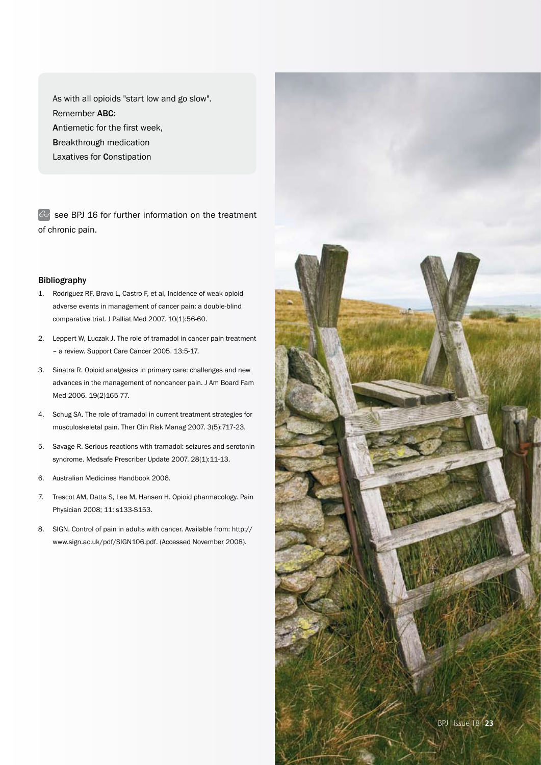As with all opioids "start low and go slow".
Remember **ABC**:
**A**ntiemetic for the first week,
**B**reakthrough medication
Laxatives for **C**onstipation

see BPJ 16 for further information on the treatment of chronic pain.

### Bibliography

1. Rodriguez RF, Bravo L, Castro F, et al, Incidence of weak opioid adverse events in management of cancer pain: a double-blind comparative trial. J Palliat Med 2007. 10(1):56-60.
2. Leppert W, Luczak J. The role of tramadol in cancer pain treatment – a review. Support Care Cancer 2005. 13:5-17.
3. Sinatra R. Opioid analgesics in primary care: challenges and new advances in the management of noncancer pain. J Am Board Fam Med 2006. 19(2)165-77.
4. Schug SA. The role of tramadol in current treatment strategies for musculoskeletal pain. Ther Clin Risk Manag 2007. 3(5):717-23.
5. Savage R. Serious reactions with tramadol: seizures and serotonin syndrome. Medsafe Prescriber Update 2007. 28(1):11-13.
6. Australian Medicines Handbook 2006.
7. Trescot AM, Datta S, Lee M, Hansen H. Opioid pharmacology. Pain Physician 2008; 11: s133-S153.
8. SIGN. Control of pain in adults with cancer. Available from: http://www.sign.ac.uk/pdf/SIGN106.pdf. (Accessed November 2008).